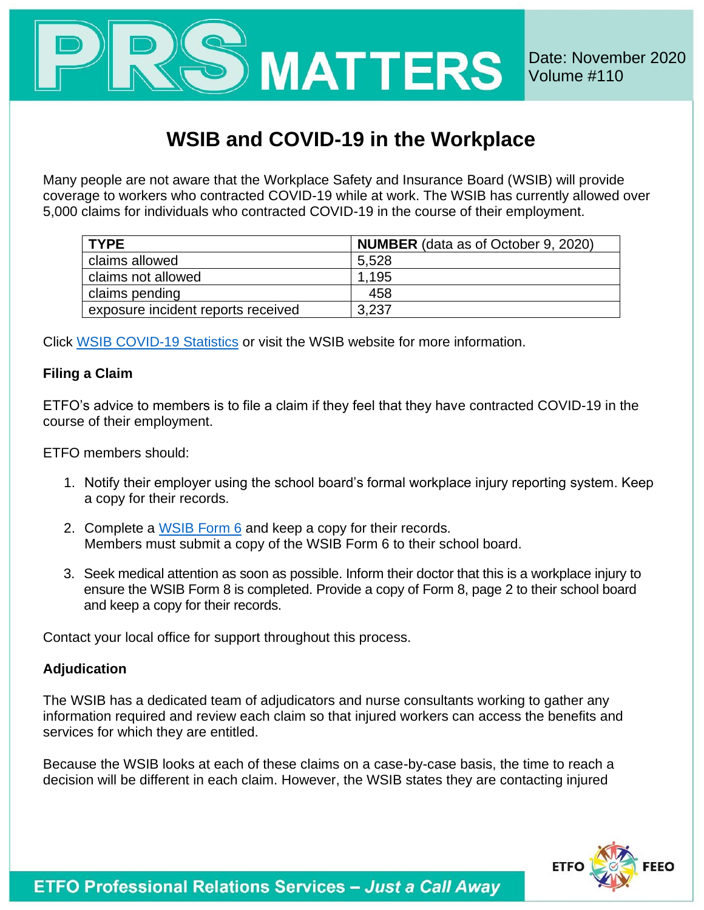# PRS MATTERS

Date: November 2020
Volume #110

## WSIB and COVID-19 in the Workplace

Many people are not aware that the Workplace Safety and Insurance Board (WSIB) will provide coverage to workers who contracted COVID-19 while at work. The WSIB has currently allowed over 5,000 claims for individuals who contracted COVID-19 in the course of their employment.

| **TYPE** | **NUMBER** (data as of October 9, 2020) |
|---|---|
| claims allowed | 5,528 |
| claims not allowed | 1,195 |
| claims pending | 458 |
| exposure incident reports received | 3,237 |

Click WSIB COVID-19 Statistics or visit the WSIB website for more information.

### Filing a Claim

ETFO's advice to members is to file a claim if they feel that they have contracted COVID-19 in the course of their employment.

ETFO members should:

1. Notify their employer using the school board's formal workplace injury reporting system. Keep a copy for their records.
2. Complete a WSIB Form 6 and keep a copy for their records.
   Members must submit a copy of the WSIB Form 6 to their school board.
3. Seek medical attention as soon as possible. Inform their doctor that this is a workplace injury to ensure the WSIB Form 8 is completed. Provide a copy of Form 8, page 2 to their school board and keep a copy for their records.

Contact your local office for support throughout this process.

### Adjudication

The WSIB has a dedicated team of adjudicators and nurse consultants working to gather any information required and review each claim so that injured workers can access the benefits and services for which they are entitled.

Because the WSIB looks at each of these claims on a case-by-case basis, the time to reach a decision will be different in each claim. However, the WSIB states they are contacting injured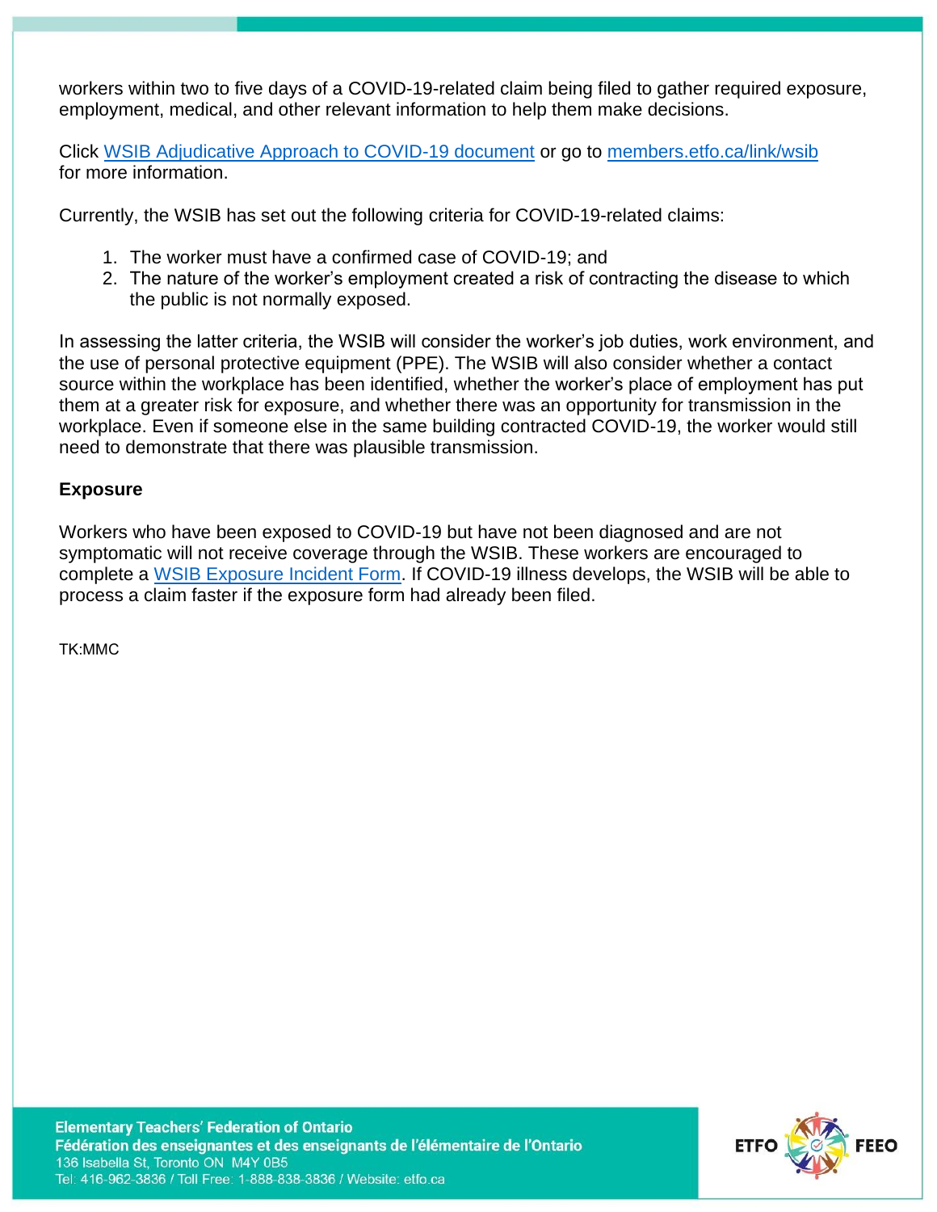workers within two to five days of a COVID-19-related claim being filed to gather required exposure, employment, medical, and other relevant information to help them make decisions.

Click [WSIB Adjudicative Approach to COVID-19 document]() or go to [members.etfo.ca/link/wsib]() for more information.

Currently, the WSIB has set out the following criteria for COVID-19-related claims:

1. The worker must have a confirmed case of COVID-19; and
2. The nature of the worker's employment created a risk of contracting the disease to which the public is not normally exposed.

In assessing the latter criteria, the WSIB will consider the worker's job duties, work environment, and the use of personal protective equipment (PPE). The WSIB will also consider whether a contact source within the workplace has been identified, whether the worker's place of employment has put them at a greater risk for exposure, and whether there was an opportunity for transmission in the workplace. Even if someone else in the same building contracted COVID-19, the worker would still need to demonstrate that there was plausible transmission.

**Exposure**

Workers who have been exposed to COVID-19 but have not been diagnosed and are not symptomatic will not receive coverage through the WSIB. These workers are encouraged to complete a [WSIB Exposure Incident Form](). If COVID-19 illness develops, the WSIB will be able to process a claim faster if the exposure form had already been filed.

TK:MMC